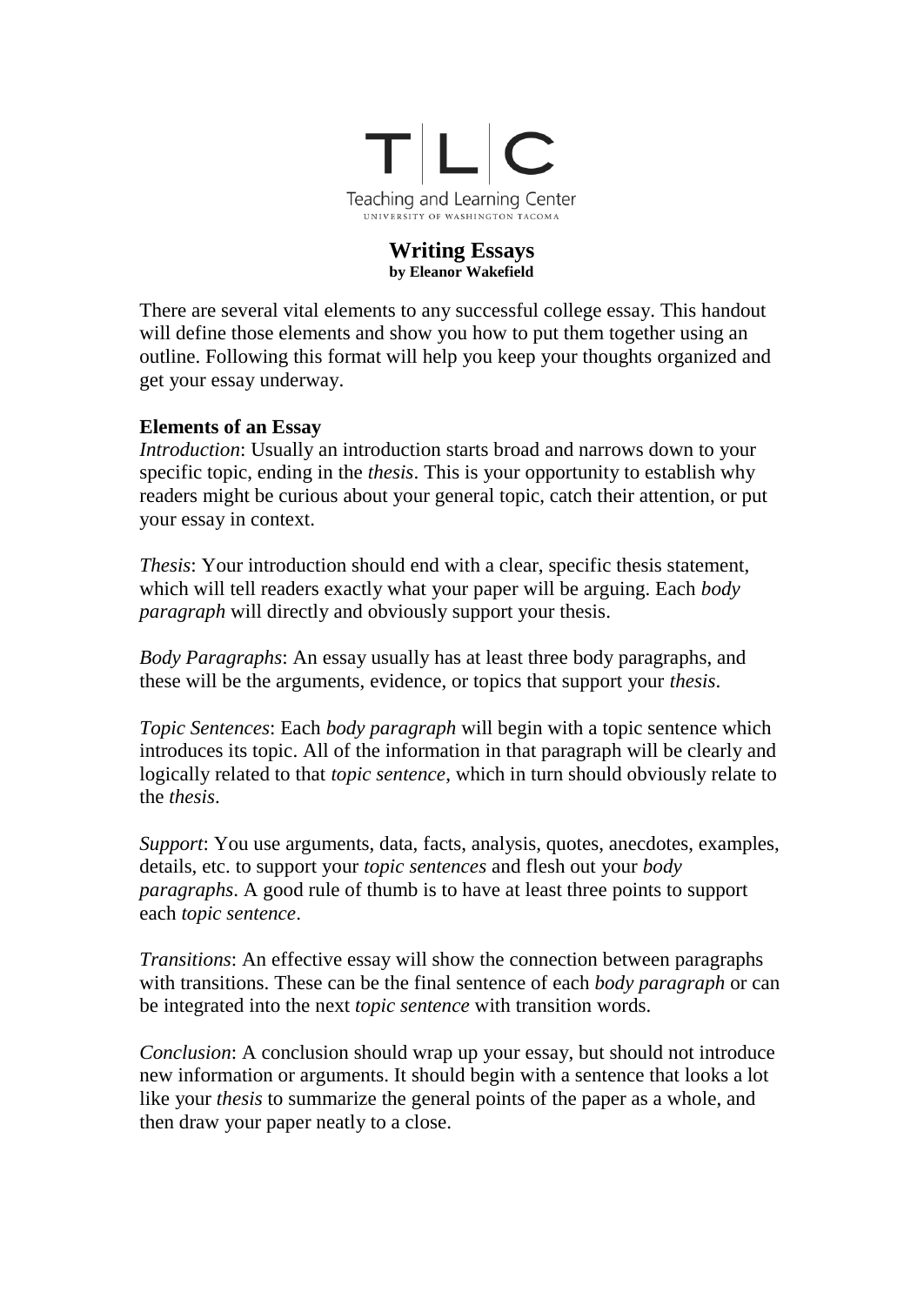T | L | C

Teaching and Learning Center

UNIVERSITY OF WASHINGTON TACOMA

# Writing Essays

**by Eleanor Wakefield**

There are several vital elements to any successful college essay. This handout will define those elements and show you how to put them together using an outline. Following this format will help you keep your thoughts organized and get your essay underway.

## Elements of an Essay

*Introduction*: Usually an introduction starts broad and narrows down to your specific topic, ending in the *thesis*. This is your opportunity to establish why readers might be curious about your general topic, catch their attention, or put your essay in context.

*Thesis*: Your introduction should end with a clear, specific thesis statement, which will tell readers exactly what your paper will be arguing. Each *body paragraph* will directly and obviously support your thesis.

*Body Paragraphs*: An essay usually has at least three body paragraphs, and these will be the arguments, evidence, or topics that support your *thesis*.

*Topic Sentences*: Each *body paragraph* will begin with a topic sentence which introduces its topic. All of the information in that paragraph will be clearly and logically related to that *topic sentence*, which in turn should obviously relate to the *thesis*.

*Support*: You use arguments, data, facts, analysis, quotes, anecdotes, examples, details, etc. to support your *topic sentences* and flesh out your *body paragraphs*. A good rule of thumb is to have at least three points to support each *topic sentence*.

*Transitions*: An effective essay will show the connection between paragraphs with transitions. These can be the final sentence of each *body paragraph* or can be integrated into the next *topic sentence* with transition words.

*Conclusion*: A conclusion should wrap up your essay, but should not introduce new information or arguments. It should begin with a sentence that looks a lot like your *thesis* to summarize the general points of the paper as a whole, and then draw your paper neatly to a close.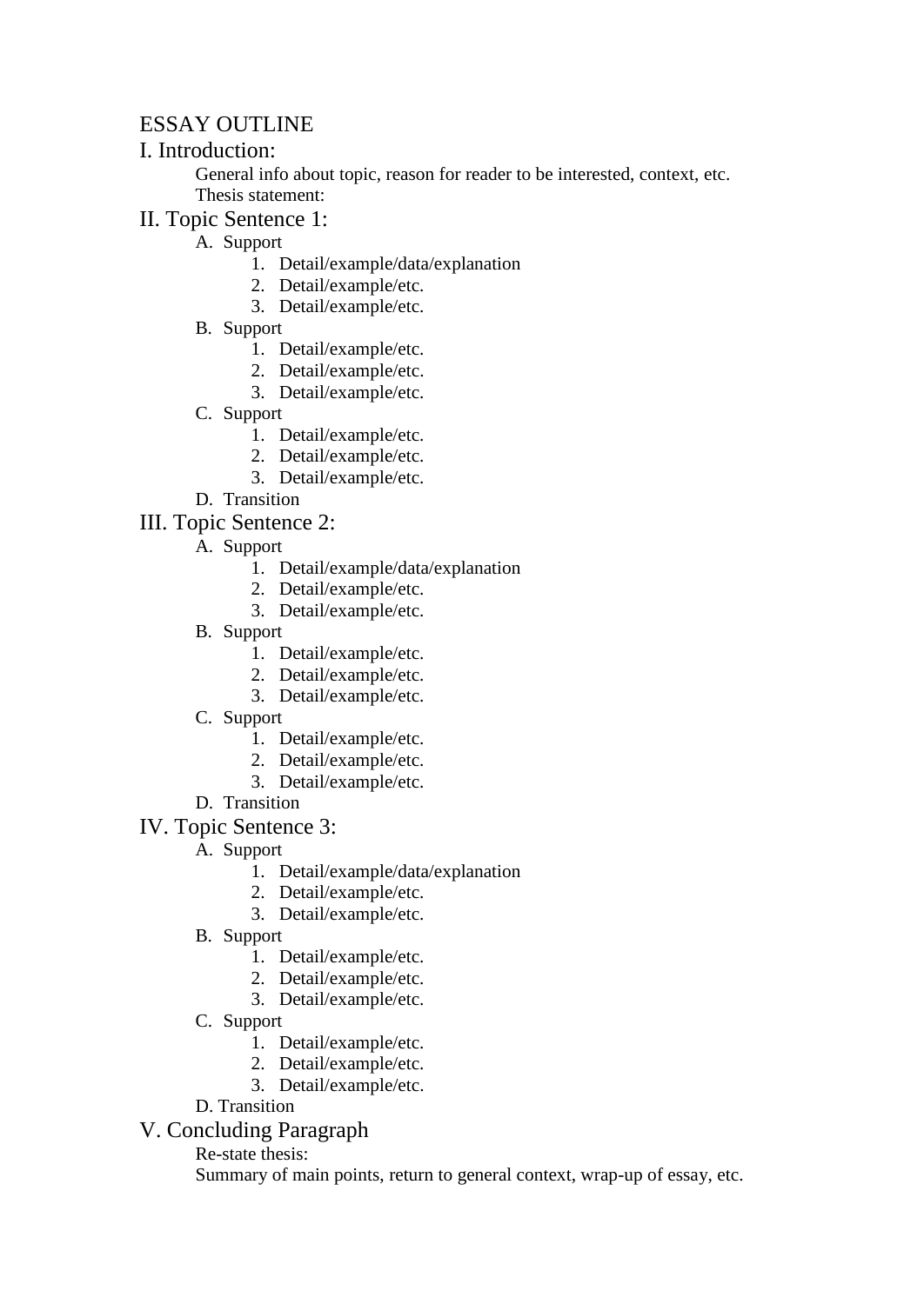ESSAY OUTLINE

I. Introduction:

General info about topic, reason for reader to be interested, context, etc.
Thesis statement:

II. Topic Sentence 1:

- A. Support
  1. Detail/example/data/explanation
  2. Detail/example/etc.
  3. Detail/example/etc.
- B. Support
  1. Detail/example/etc.
  2. Detail/example/etc.
  3. Detail/example/etc.
- C. Support
  1. Detail/example/etc.
  2. Detail/example/etc.
  3. Detail/example/etc.
- D. Transition

III. Topic Sentence 2:

- A. Support
  1. Detail/example/data/explanation
  2. Detail/example/etc.
  3. Detail/example/etc.
- B. Support
  1. Detail/example/etc.
  2. Detail/example/etc.
  3. Detail/example/etc.
- C. Support
  1. Detail/example/etc.
  2. Detail/example/etc.
  3. Detail/example/etc.
- D. Transition

IV. Topic Sentence 3:

- A. Support
  1. Detail/example/data/explanation
  2. Detail/example/etc.
  3. Detail/example/etc.
- B. Support
  1. Detail/example/etc.
  2. Detail/example/etc.
  3. Detail/example/etc.
- C. Support
  1. Detail/example/etc.
  2. Detail/example/etc.
  3. Detail/example/etc.
- D. Transition

V. Concluding Paragraph

Re-state thesis:
Summary of main points, return to general context, wrap-up of essay, etc.